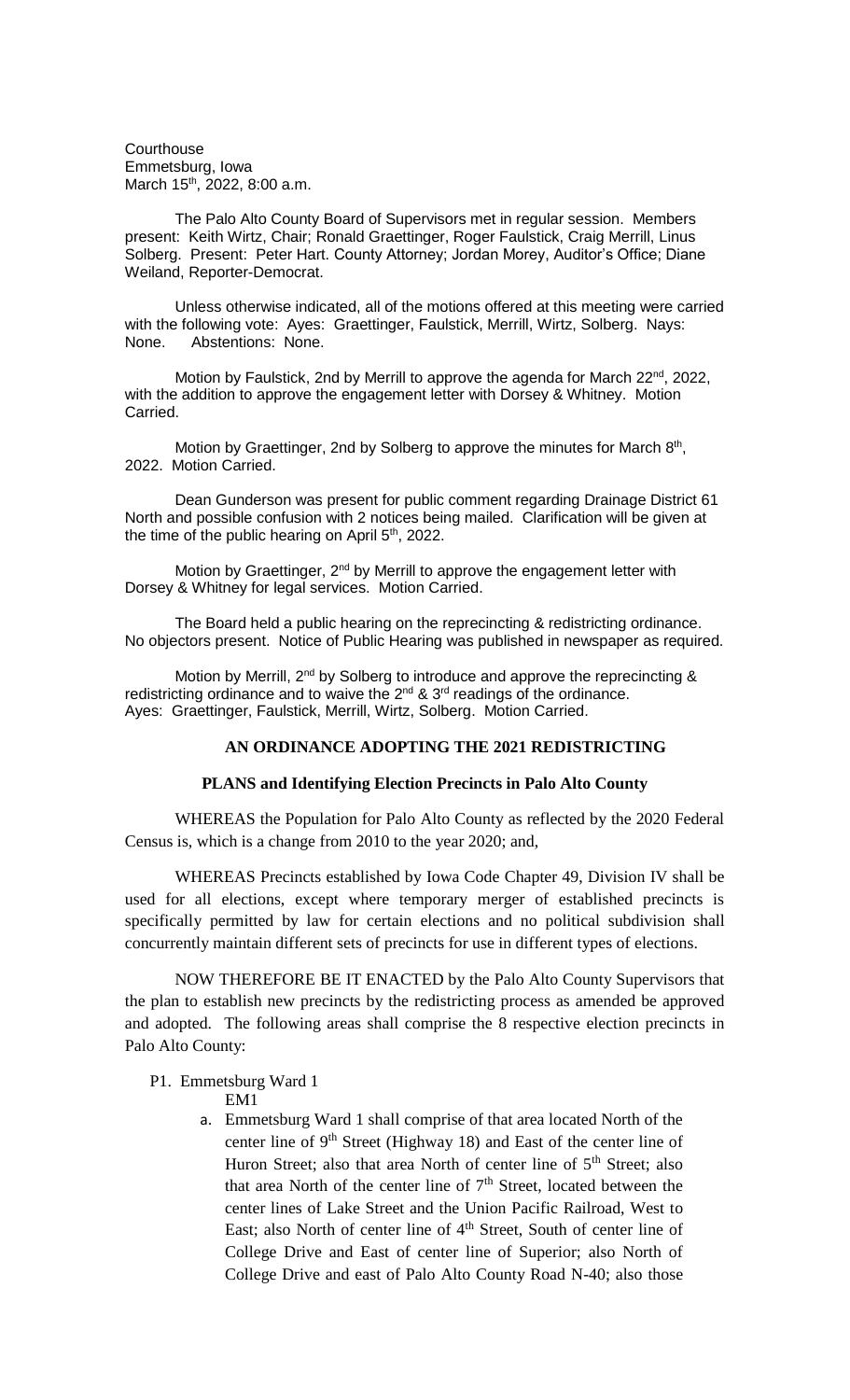Courthouse
Emmetsburg, Iowa
March 15th, 2022, 8:00 a.m.

The Palo Alto County Board of Supervisors met in regular session. Members present: Keith Wirtz, Chair; Ronald Graettinger, Roger Faulstick, Craig Merrill, Linus Solberg. Present: Peter Hart. County Attorney; Jordan Morey, Auditor's Office; Diane Weiland, Reporter-Democrat.

Unless otherwise indicated, all of the motions offered at this meeting were carried with the following vote: Ayes: Graettinger, Faulstick, Merrill, Wirtz, Solberg. Nays: None. Abstentions: None.

Motion by Faulstick, 2nd by Merrill to approve the agenda for March 22nd, 2022, with the addition to approve the engagement letter with Dorsey & Whitney. Motion Carried.

Motion by Graettinger, 2nd by Solberg to approve the minutes for March 8th, 2022. Motion Carried.

Dean Gunderson was present for public comment regarding Drainage District 61 North and possible confusion with 2 notices being mailed. Clarification will be given at the time of the public hearing on April 5th, 2022.

Motion by Graettinger, 2nd by Merrill to approve the engagement letter with Dorsey & Whitney for legal services. Motion Carried.

The Board held a public hearing on the reprecincting & redistricting ordinance. No objectors present. Notice of Public Hearing was published in newspaper as required.

Motion by Merrill, 2nd by Solberg to introduce and approve the reprecincting & redistricting ordinance and to waive the 2nd & 3rd readings of the ordinance. Ayes: Graettinger, Faulstick, Merrill, Wirtz, Solberg. Motion Carried.

**AN ORDINANCE ADOPTING THE 2021 REDISTRICTING**

**PLANS and Identifying Election Precincts in Palo Alto County**

WHEREAS the Population for Palo Alto County as reflected by the 2020 Federal Census is, which is a change from 2010 to the year 2020; and,

WHEREAS Precincts established by Iowa Code Chapter 49, Division IV shall be used for all elections, except where temporary merger of established precincts is specifically permitted by law for certain elections and no political subdivision shall concurrently maintain different sets of precincts for use in different types of elections.

NOW THEREFORE BE IT ENACTED by the Palo Alto County Supervisors that the plan to establish new precincts by the redistricting process as amended be approved and adopted. The following areas shall comprise the 8 respective election precincts in Palo Alto County:

P1. Emmetsburg Ward 1

EM1

a. Emmetsburg Ward 1 shall comprise of that area located North of the center line of 9th Street (Highway 18) and East of the center line of Huron Street; also that area North of center line of 5th Street; also that area North of the center line of 7th Street, located between the center lines of Lake Street and the Union Pacific Railroad, West to East; also North of center line of 4th Street, South of center line of College Drive and East of center line of Superior; also North of College Drive and east of Palo Alto County Road N-40; also those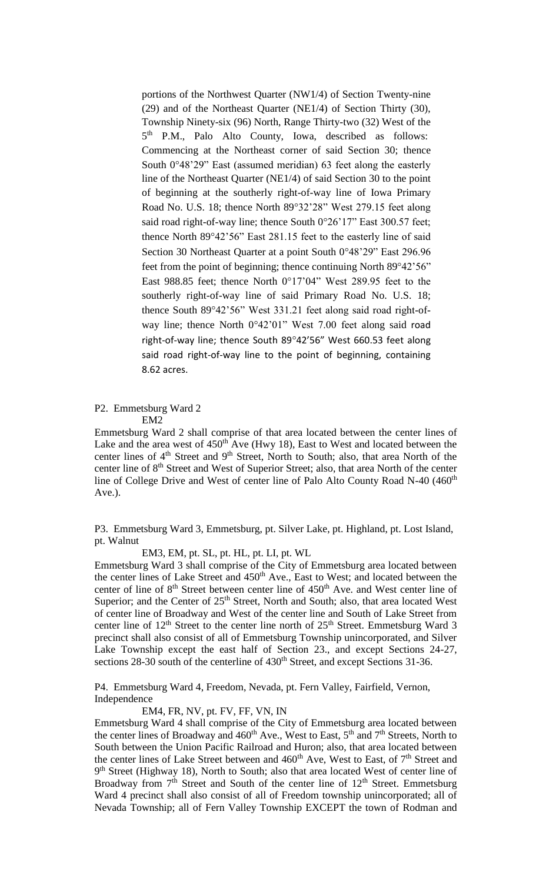portions of the Northwest Quarter (NW1/4) of Section Twenty-nine (29) and of the Northeast Quarter (NE1/4) of Section Thirty (30), Township Ninety-six (96) North, Range Thirty-two (32) West of the 5th P.M., Palo Alto County, Iowa, described as follows: Commencing at the Northeast corner of said Section 30; thence South 0°48'29" East (assumed meridian) 63 feet along the easterly line of the Northeast Quarter (NE1/4) of said Section 30 to the point of beginning at the southerly right-of-way line of Iowa Primary Road No. U.S. 18; thence North 89°32'28" West 279.15 feet along said road right-of-way line; thence South 0°26'17" East 300.57 feet; thence North 89°42'56" East 281.15 feet to the easterly line of said Section 30 Northeast Quarter at a point South 0°48'29" East 296.96 feet from the point of beginning; thence continuing North 89°42'56" East 988.85 feet; thence North 0°17'04" West 289.95 feet to the southerly right-of-way line of said Primary Road No. U.S. 18; thence South 89°42'56" West 331.21 feet along said road right-of-way line; thence North 0°42'01" West 7.00 feet along said road right-of-way line; thence South 89°42'56" West 660.53 feet along said road right-of-way line to the point of beginning, containing 8.62 acres.

P2. Emmetsburg Ward 2

EM2

Emmetsburg Ward 2 shall comprise of that area located between the center lines of Lake and the area west of 450th Ave (Hwy 18), East to West and located between the center lines of 4th Street and 9th Street, North to South; also, that area North of the center line of 8th Street and West of Superior Street; also, that area North of the center line of College Drive and West of center line of Palo Alto County Road N-40 (460th Ave.).

P3. Emmetsburg Ward 3, Emmetsburg, pt. Silver Lake, pt. Highland, pt. Lost Island, pt. Walnut

EM3, EM, pt. SL, pt. HL, pt. LI, pt. WL

Emmetsburg Ward 3 shall comprise of the City of Emmetsburg area located between the center lines of Lake Street and 450th Ave., East to West; and located between the center of line of 8th Street between center line of 450th Ave. and West center line of Superior; and the Center of 25th Street, North and South; also, that area located West of center line of Broadway and West of the center line and South of Lake Street from center line of 12th Street to the center line north of 25th Street. Emmetsburg Ward 3 precinct shall also consist of all of Emmetsburg Township unincorporated, and Silver Lake Township except the east half of Section 23., and except Sections 24-27, sections 28-30 south of the centerline of 430th Street, and except Sections 31-36.

P4. Emmetsburg Ward 4, Freedom, Nevada, pt. Fern Valley, Fairfield, Vernon, Independence

EM4, FR, NV, pt. FV, FF, VN, IN

Emmetsburg Ward 4 shall comprise of the City of Emmetsburg area located between the center lines of Broadway and 460th Ave., West to East, 5th and 7th Streets, North to South between the Union Pacific Railroad and Huron; also, that area located between the center lines of Lake Street between and 460th Ave, West to East, of 7th Street and 9th Street (Highway 18), North to South; also that area located West of center line of Broadway from 7th Street and South of the center line of 12th Street. Emmetsburg Ward 4 precinct shall also consist of all of Freedom township unincorporated; all of Nevada Township; all of Fern Valley Township EXCEPT the town of Rodman and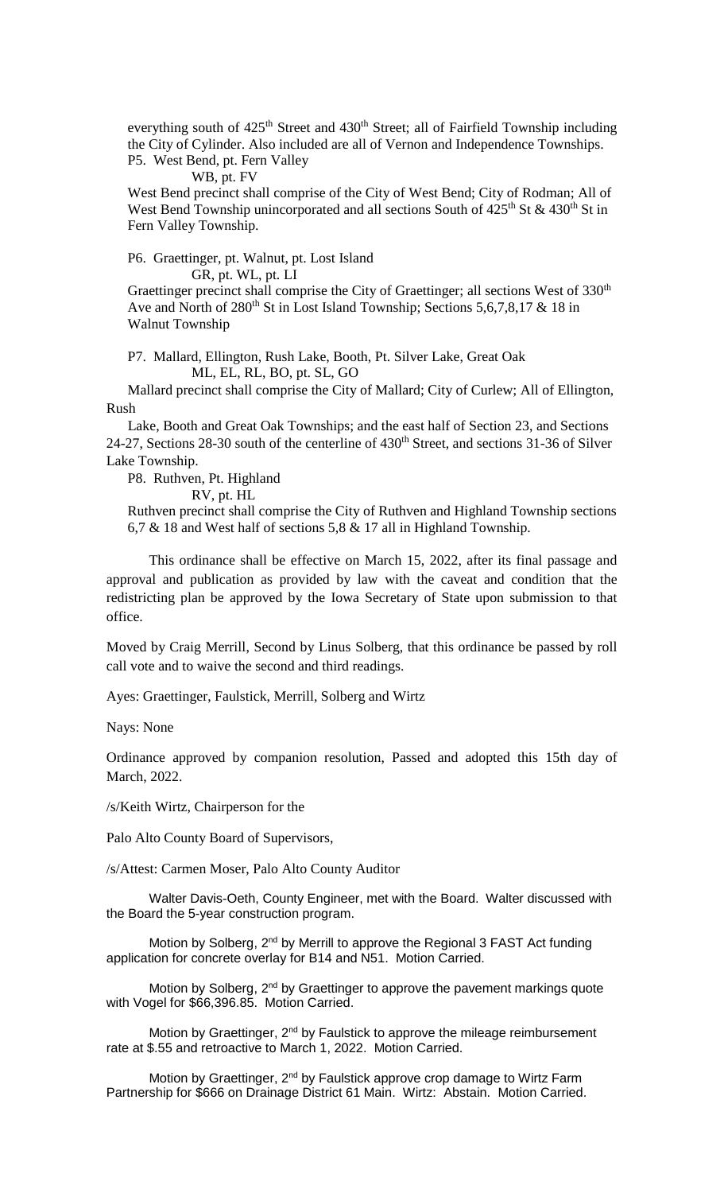everything south of 425th Street and 430th Street; all of Fairfield Township including the City of Cylinder. Also included are all of Vernon and Independence Townships.

P5. West Bend, pt. Fern Valley

WB, pt. FV

West Bend precinct shall comprise of the City of West Bend; City of Rodman; All of West Bend Township unincorporated and all sections South of 425th St & 430th St in Fern Valley Township.

P6. Graettinger, pt. Walnut, pt. Lost Island

GR, pt. WL, pt. LI

Graettinger precinct shall comprise the City of Graettinger; all sections West of 330th Ave and North of 280th St in Lost Island Township; Sections 5,6,7,8,17 & 18 in Walnut Township

P7. Mallard, Ellington, Rush Lake, Booth, Pt. Silver Lake, Great Oak

ML, EL, RL, BO, pt. SL, GO

Mallard precinct shall comprise the City of Mallard; City of Curlew; All of Ellington, Rush

Lake, Booth and Great Oak Townships; and the east half of Section 23, and Sections 24-27, Sections 28-30 south of the centerline of 430th Street, and sections 31-36 of Silver Lake Township.

P8. Ruthven, Pt. Highland

RV, pt. HL

Ruthven precinct shall comprise the City of Ruthven and Highland Township sections 6,7 & 18 and West half of sections 5,8 & 17 all in Highland Township.

This ordinance shall be effective on March 15, 2022, after its final passage and approval and publication as provided by law with the caveat and condition that the redistricting plan be approved by the Iowa Secretary of State upon submission to that office.

Moved by Craig Merrill, Second by Linus Solberg, that this ordinance be passed by roll call vote and to waive the second and third readings.

Ayes: Graettinger, Faulstick, Merrill, Solberg and Wirtz

Nays: None

Ordinance approved by companion resolution, Passed and adopted this 15th day of March, 2022.

/s/Keith Wirtz, Chairperson for the

Palo Alto County Board of Supervisors,

/s/Attest: Carmen Moser, Palo Alto County Auditor

Walter Davis-Oeth, County Engineer, met with the Board. Walter discussed with the Board the 5-year construction program.

Motion by Solberg, 2nd by Merrill to approve the Regional 3 FAST Act funding application for concrete overlay for B14 and N51. Motion Carried.

Motion by Solberg, 2nd by Graettinger to approve the pavement markings quote with Vogel for $66,396.85. Motion Carried.

Motion by Graettinger, 2nd by Faulstick to approve the mileage reimbursement rate at $.55 and retroactive to March 1, 2022. Motion Carried.

Motion by Graettinger, 2nd by Faulstick approve crop damage to Wirtz Farm Partnership for $666 on Drainage District 61 Main. Wirtz: Abstain. Motion Carried.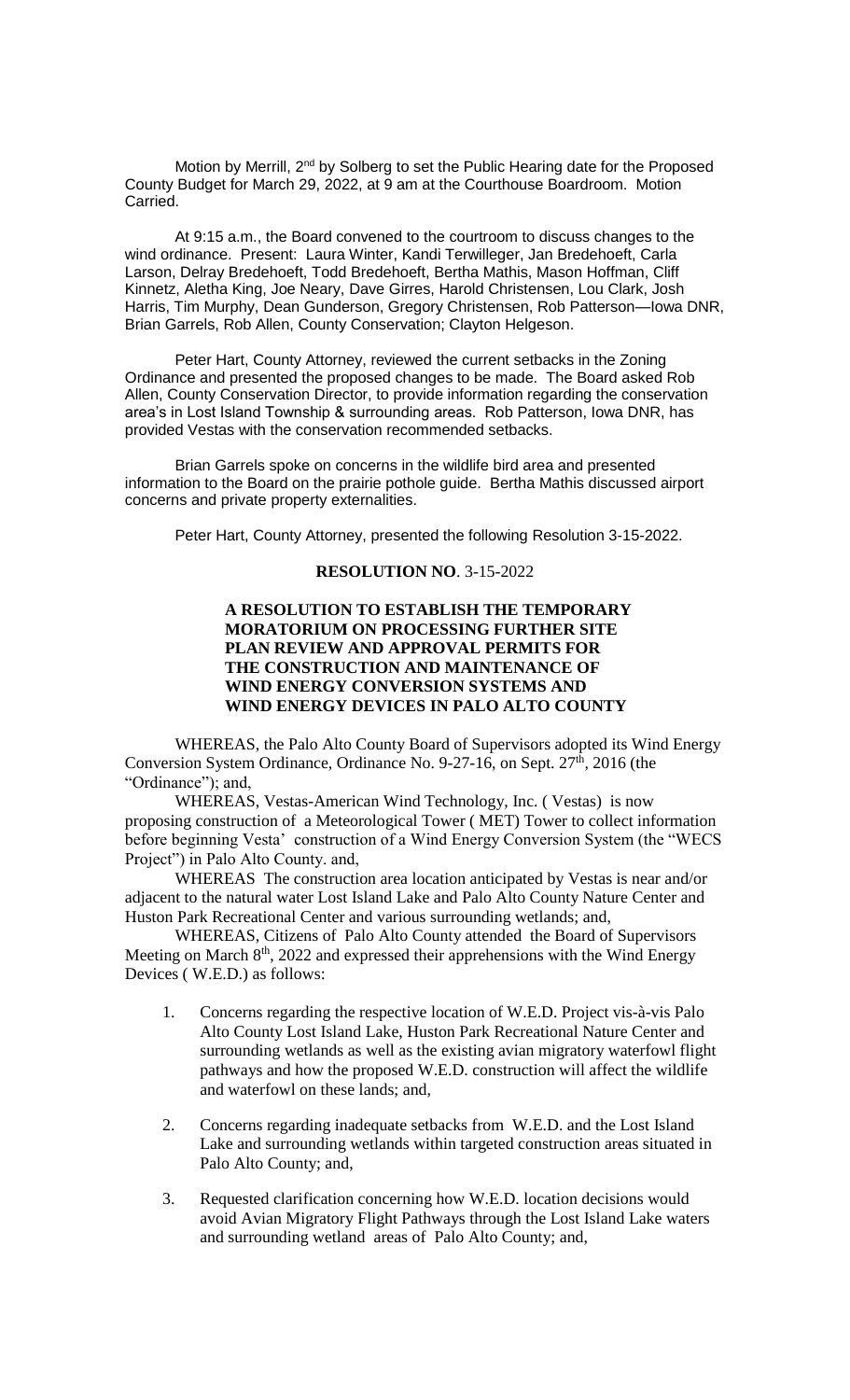Motion by Merrill, 2nd by Solberg to set the Public Hearing date for the Proposed County Budget for March 29, 2022, at 9 am at the Courthouse Boardroom. Motion Carried.

At 9:15 a.m., the Board convened to the courtroom to discuss changes to the wind ordinance. Present: Laura Winter, Kandi Terwilleger, Jan Bredehoeft, Carla Larson, Delray Bredehoeft, Todd Bredehoeft, Bertha Mathis, Mason Hoffman, Cliff Kinnetz, Aletha King, Joe Neary, Dave Girres, Harold Christensen, Lou Clark, Josh Harris, Tim Murphy, Dean Gunderson, Gregory Christensen, Rob Patterson—Iowa DNR, Brian Garrels, Rob Allen, County Conservation; Clayton Helgeson.

Peter Hart, County Attorney, reviewed the current setbacks in the Zoning Ordinance and presented the proposed changes to be made. The Board asked Rob Allen, County Conservation Director, to provide information regarding the conservation area's in Lost Island Township & surrounding areas. Rob Patterson, Iowa DNR, has provided Vestas with the conservation recommended setbacks.

Brian Garrels spoke on concerns in the wildlife bird area and presented information to the Board on the prairie pothole guide. Bertha Mathis discussed airport concerns and private property externalities.

Peter Hart, County Attorney, presented the following Resolution 3-15-2022.

**RESOLUTION NO**. 3-15-2022

**A RESOLUTION TO ESTABLISH THE TEMPORARY MORATORIUM ON PROCESSING FURTHER SITE PLAN REVIEW AND APPROVAL PERMITS FOR THE CONSTRUCTION AND MAINTENANCE OF WIND ENERGY CONVERSION SYSTEMS AND WIND ENERGY DEVICES IN PALO ALTO COUNTY**

WHEREAS, the Palo Alto County Board of Supervisors adopted its Wind Energy Conversion System Ordinance, Ordinance No. 9-27-16, on Sept. 27th, 2016 (the "Ordinance"); and,

WHEREAS, Vestas-American Wind Technology, Inc. ( Vestas) is now proposing construction of a Meteorological Tower ( MET) Tower to collect information before beginning Vesta' construction of a Wind Energy Conversion System (the "WECS Project") in Palo Alto County. and,

WHEREAS The construction area location anticipated by Vestas is near and/or adjacent to the natural water Lost Island Lake and Palo Alto County Nature Center and Huston Park Recreational Center and various surrounding wetlands; and,

WHEREAS, Citizens of Palo Alto County attended the Board of Supervisors Meeting on March 8th, 2022 and expressed their apprehensions with the Wind Energy Devices ( W.E.D.) as follows:

1. Concerns regarding the respective location of W.E.D. Project vis-à-vis Palo Alto County Lost Island Lake, Huston Park Recreational Nature Center and surrounding wetlands as well as the existing avian migratory waterfowl flight pathways and how the proposed W.E.D. construction will affect the wildlife and waterfowl on these lands; and,

2. Concerns regarding inadequate setbacks from W.E.D. and the Lost Island Lake and surrounding wetlands within targeted construction areas situated in Palo Alto County; and,

3. Requested clarification concerning how W.E.D. location decisions would avoid Avian Migratory Flight Pathways through the Lost Island Lake waters and surrounding wetland areas of Palo Alto County; and,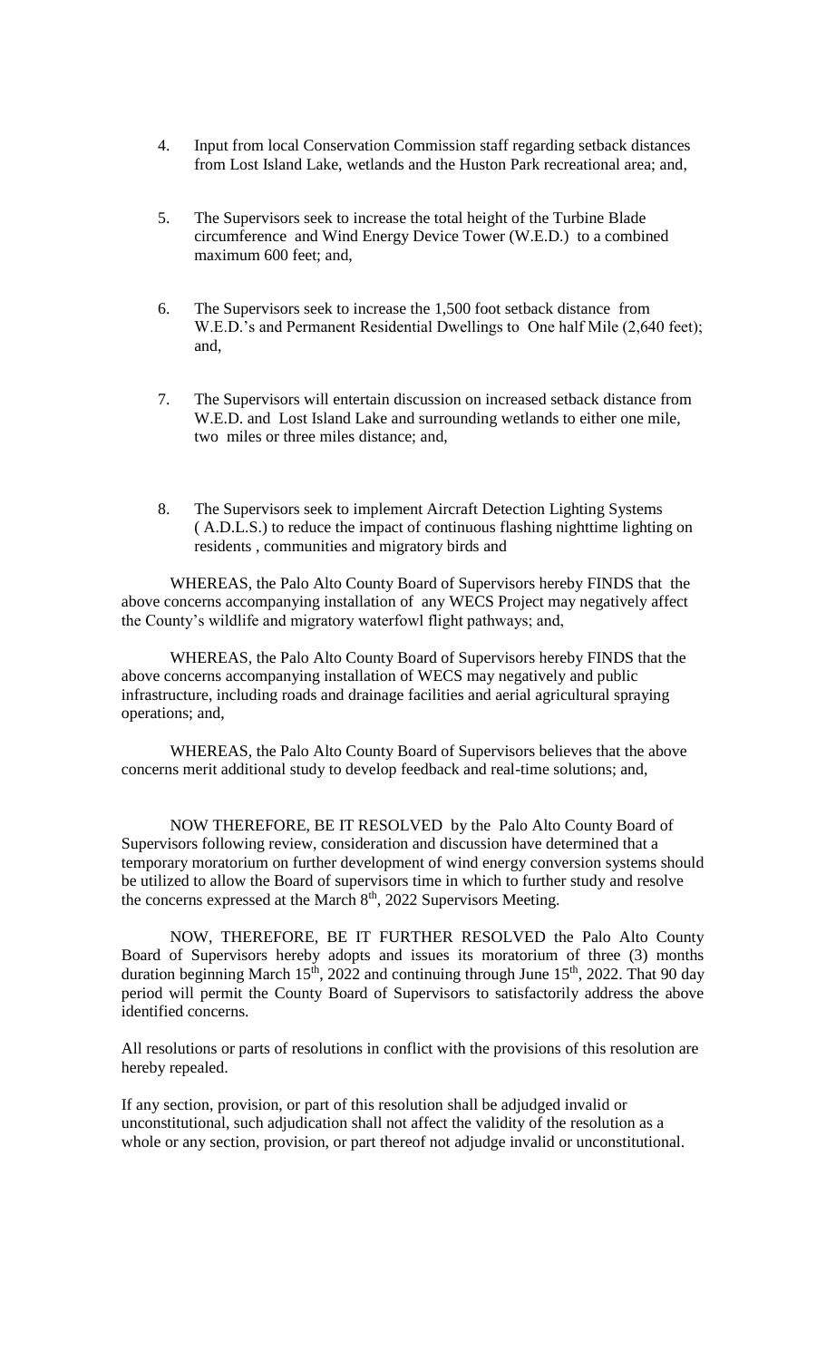4. Input from local Conservation Commission staff regarding setback distances from Lost Island Lake, wetlands and the Huston Park recreational area; and,

5. The Supervisors seek to increase the total height of the Turbine Blade circumference and Wind Energy Device Tower (W.E.D.) to a combined maximum 600 feet; and,

6. The Supervisors seek to increase the 1,500 foot setback distance from W.E.D.'s and Permanent Residential Dwellings to One half Mile (2,640 feet); and,

7. The Supervisors will entertain discussion on increased setback distance from W.E.D. and Lost Island Lake and surrounding wetlands to either one mile, two miles or three miles distance; and,

8. The Supervisors seek to implement Aircraft Detection Lighting Systems ( A.D.L.S.) to reduce the impact of continuous flashing nighttime lighting on residents , communities and migratory birds and

WHEREAS, the Palo Alto County Board of Supervisors hereby FINDS that the above concerns accompanying installation of any WECS Project may negatively affect the County's wildlife and migratory waterfowl flight pathways; and,

WHEREAS, the Palo Alto County Board of Supervisors hereby FINDS that the above concerns accompanying installation of WECS may negatively and public infrastructure, including roads and drainage facilities and aerial agricultural spraying operations; and,

WHEREAS, the Palo Alto County Board of Supervisors believes that the above concerns merit additional study to develop feedback and real-time solutions; and,

NOW THEREFORE, BE IT RESOLVED by the Palo Alto County Board of Supervisors following review, consideration and discussion have determined that a temporary moratorium on further development of wind energy conversion systems should be utilized to allow the Board of supervisors time in which to further study and resolve the concerns expressed at the March 8th, 2022 Supervisors Meeting.

NOW, THEREFORE, BE IT FURTHER RESOLVED the Palo Alto County Board of Supervisors hereby adopts and issues its moratorium of three (3) months duration beginning March 15th, 2022 and continuing through June 15th, 2022. That 90 day period will permit the County Board of Supervisors to satisfactorily address the above identified concerns.

All resolutions or parts of resolutions in conflict with the provisions of this resolution are hereby repealed.

If any section, provision, or part of this resolution shall be adjudged invalid or unconstitutional, such adjudication shall not affect the validity of the resolution as a whole or any section, provision, or part thereof not adjudge invalid or unconstitutional.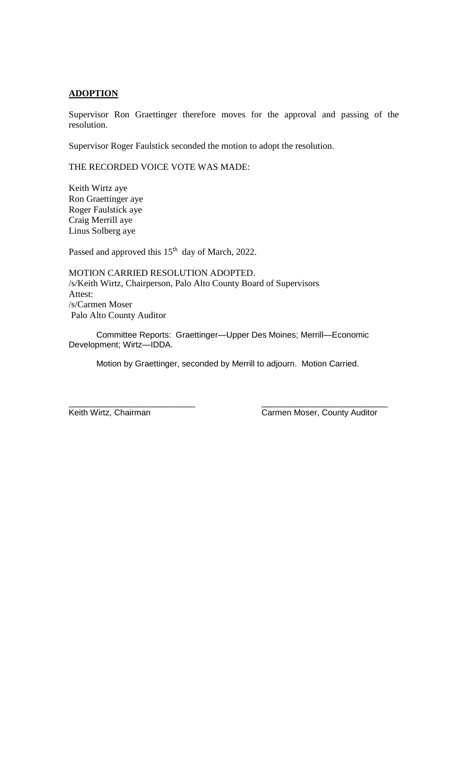**ADOPTION**

Supervisor Ron Graettinger therefore moves for the approval and passing of the resolution.

Supervisor Roger Faulstick seconded the motion to adopt the resolution.

THE RECORDED VOICE VOTE WAS MADE:

Keith Wirtz aye
Ron Graettinger aye
Roger Faulstick aye
Craig Merrill aye
Linus Solberg aye

Passed and approved this 15th day of March, 2022.

MOTION CARRIED RESOLUTION ADOPTED.
/s/Keith Wirtz, Chairperson, Palo Alto County Board of Supervisors
Attest:
/s/Carmen Moser
Palo Alto County Auditor

Committee Reports: Graettinger—Upper Des Moines; Merrill—Economic Development; Wirtz—IDDA.

Motion by Graettinger, seconded by Merrill to adjourn. Motion Carried.

\_\_\_\_\_\_\_\_\_\_\_\_\_\_\_\_\_\_\_\_\_\_\_\_\_\_\_ &nbsp;&nbsp;&nbsp;&nbsp; \_\_\_\_\_\_\_\_\_\_\_\_\_\_\_\_\_\_\_\_\_\_\_\_\_\_\_

Keith Wirtz, Chairman &nbsp;&nbsp;&nbsp;&nbsp; Carmen Moser, County Auditor